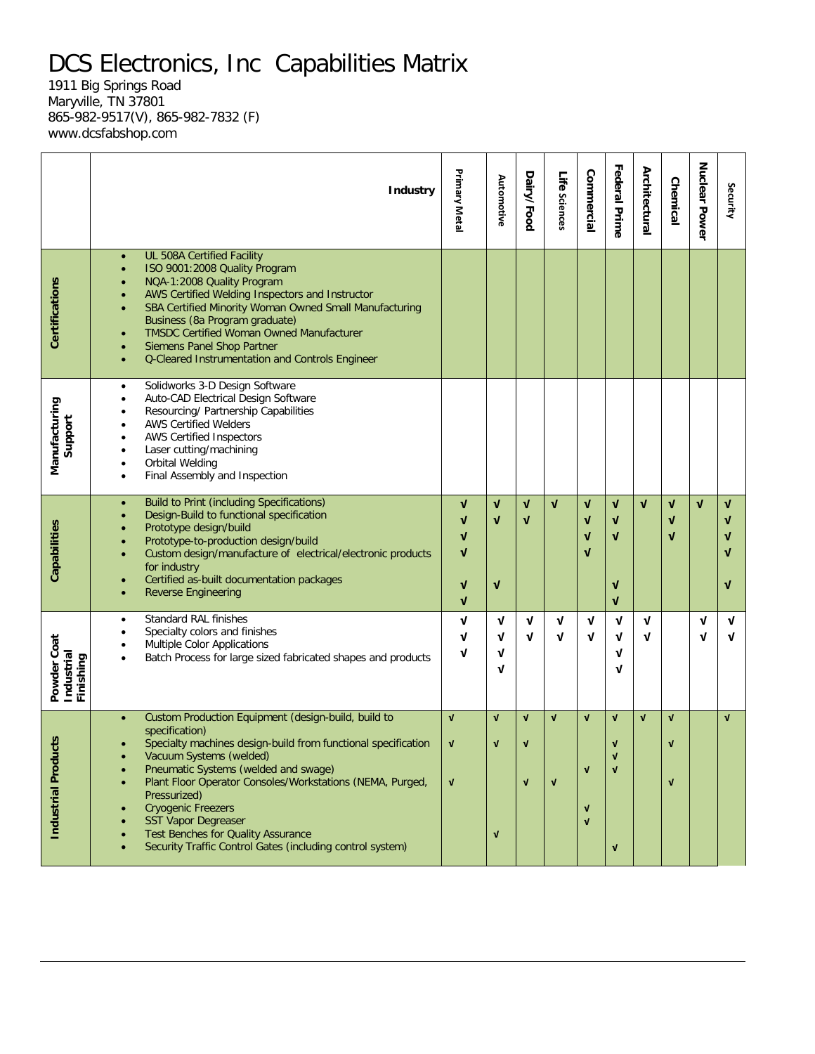# DCS Electronics, Inc Capabilities Matrix

1911 Big Springs Road
Maryville, TN 37801
865-982-9517(V), 865-982-7832 (F)
www.dcsfabshop.com

| | Industry | Primary Metal | Automotive | Dairy/ Food | Life Sciences | Commercial | Federal Prime | Architectural | Chemical | Nuclear Power | Security |
|---|---|---|---|---|---|---|---|---|---|---|---|
| **Certifications** | UL 508A Certified Facility | | | | | | | | | | |
| | ISO 9001:2008 Quality Program | | | | | | | | | | |
| | NQA-1:2008 Quality Program | | | | | | | | | | |
| | AWS Certified Welding Inspectors and Instructor | | | | | | | | | | |
| | SBA Certified Minority Woman Owned Small Manufacturing Business (8a Program graduate) | | | | | | | | | | |
| | TMSDC Certified Woman Owned Manufacturer | | | | | | | | | | |
| | Siemens Panel Shop Partner | | | | | | | | | | |
| | Q-Cleared Instrumentation and Controls Engineer | | | | | | | | | | |
| **Manufacturing Support** | Solidworks 3-D Design Software | | | | | | | | | | |
| | Auto-CAD Electrical Design Software | | | | | | | | | | |
| | Resourcing/ Partnership Capabilities | | | | | | | | | | |
| | AWS Certified Welders | | | | | | | | | | |
| | AWS Certified Inspectors | | | | | | | | | | |
| | Laser cutting/machining | | | | | | | | | | |
| | Orbital Welding | | | | | | | | | | |
| | Final Assembly and Inspection | | | | | | | | | | |
| **Capabilities** | Build to Print (including Specifications) | √ | √ | √ | √ | √ | √ | √ | √ | √ | √ |
| | Design-Build to functional specification | √ | √ | √ | | √ | √ | | √ | | √ |
| | Prototype design/build | √ | | | | √ | √ | | √ | | √ |
| | Prototype-to-production design/build | √ | | | | √ | | | | | √ |
| | Custom design/manufacture of electrical/electronic products for industry | | | | | | | | | | |
| | Certified as-built documentation packages | √ | √ | | | | √ | | | | √ |
| | Reverse Engineering | √ | | | | | √ | | | | |
| **Powder Coat Industrial Finishing** | Standard RAL finishes | √ | √ | √ | √ | √ | √ | √ | | √ | √ |
| | Specialty colors and finishes | √ | √ | √ | √ | √ | √ | √ | | √ | √ |
| | Multiple Color Applications | √ | √ | | | | √ | | | | |
| | Batch Process for large sized fabricated shapes and products | | √ | | | | √ | | | | |
| **Industrial Products** | Custom Production Equipment (design-build, build to specification) | √ | √ | √ | √ | √ | √ | √ | √ | | √ |
| | Specialty machines design-build from functional specification | √ | √ | √ | | | √ | | √ | | |
| | Vacuum Systems (welded) | | | | | | √ | | | | |
| | Pneumatic Systems (welded and swage) | | | | | √ | √ | | | | |
| | Plant Floor Operator Consoles/Workstations (NEMA, Purged, Pressurized) | √ | | √ | √ | | | | √ | | |
| | Cryogenic Freezers | | | | | √ | | | | | |
| | SST Vapor Degreaser | | | | | √ | | | | | |
| | Test Benches for Quality Assurance | | √ | | | | | | | | |
| | Security Traffic Control Gates (including control system) | | | | | | √ | | | | |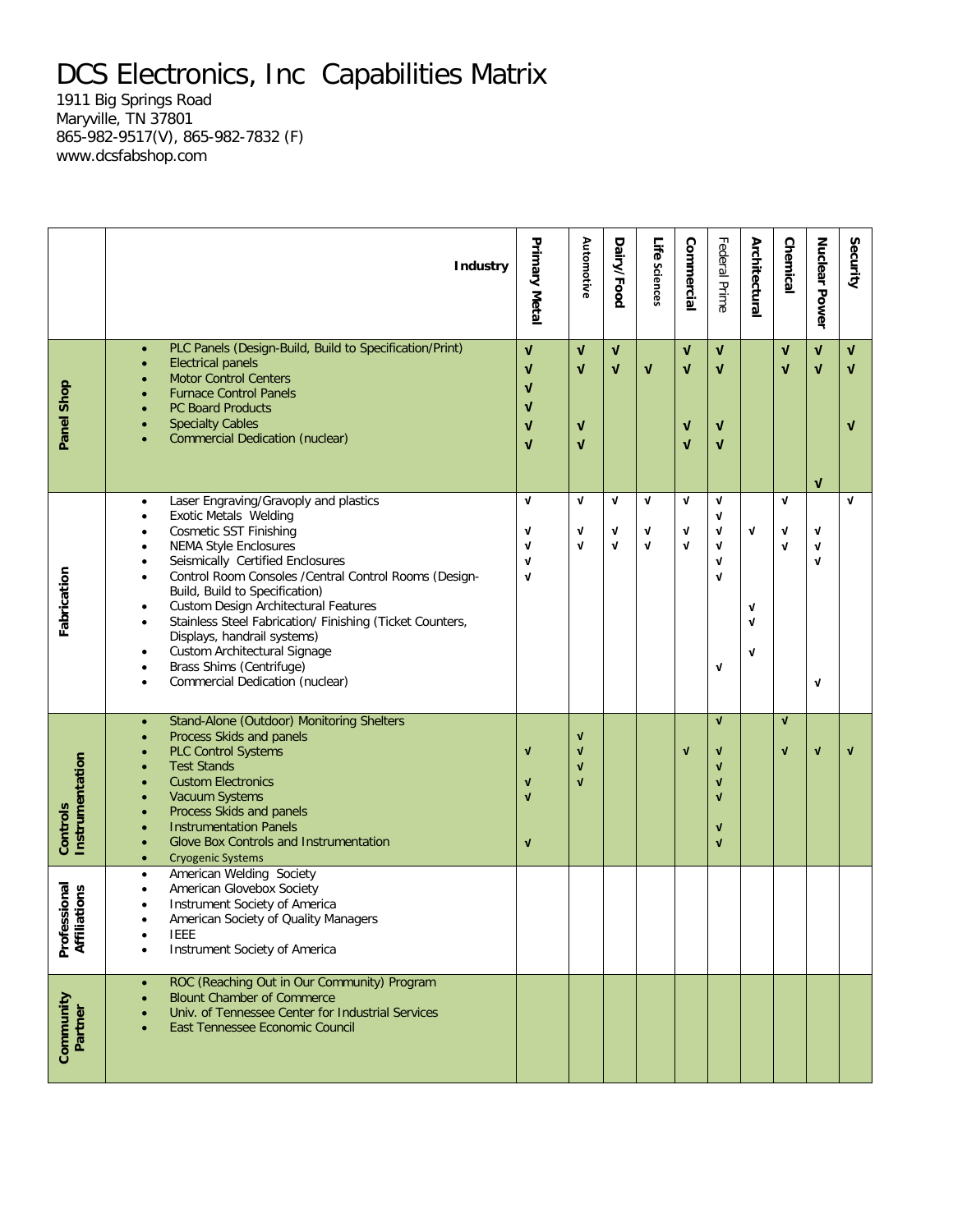# DCS Electronics, Inc Capabilities Matrix

1911 Big Springs Road
Maryville, TN 37801
865-982-9517(V), 865-982-7832 (F)
www.dcsfabshop.com

| | Industry | Primary Metal | Automotive | Dairy/Food | Life Sciences | Commercial | Federal Prime | Architectural | Chemical | Nuclear Power | Security |
|---|---|---|---|---|---|---|---|---|---|---|---|
| Panel Shop | PLC Panels (Design-Build, Build to Specification/Print) | √ | √ | √ | | √ | √ | | √ | √ | √ |
| | Electrical panels | √ | √ | √ | √ | √ | √ | | √ | √ | √ |
| | Motor Control Centers | √ | | | | | | | | | |
| | Furnace Control Panels | √ | | | | | | | | | |
| | PC Board Products | √ | √ | | | √ | √ | | | | √ |
| | Specialty Cables | √ | √ | | | √ | √ | | | | |
| | Commercial Dedication (nuclear) | | | | | | | | | √ | |
| Fabrication | Laser Engraving/Gravopoly and plastics | √ | √ | √ | √ | √ | √ | | √ | | √ |
| | Exotic Metals Welding | | | | | | √ | | | | |
| | Cosmetic SST Finishing | √ | √ | √ | √ | √ | √ | √ | √ | √ | |
| | NEMA Style Enclosures | √ | √ | √ | √ | √ | √ | | √ | √ | |
| | Seismically Certified Enclosures | √ | | | | | √ | | | √ | |
| | Control Room Consoles /Central Control Rooms (Design-Build, Build to Specification) | √ | | | | | √ | | | | |
| | Custom Design Architectural Features | | | | | | | √ | | | |
| | Stainless Steel Fabrication/ Finishing (Ticket Counters, Displays, handrail systems) | | | | | | | √ | | | |
| | Custom Architectural Signage | | | | | | | √ | | | |
| | Brass Shims (Centrifuge) | | | | | | √ | | | | |
| | Commercial Dedication (nuclear) | | | | | | | | | √ | |
| Controls Instrumentation | Stand-Alone (Outdoor) Monitoring Shelters | | | | | | √ | | √ | | |
| | Process Skids and panels | | √ | | | | | | | | |
| | PLC Control Systems | √ | √ | | | √ | √ | | √ | √ | √ |
| | Test Stands | | √ | | | | √ | | | | |
| | Custom Electronics | √ | √ | | | | √ | | | | |
| | Vacuum Systems | √ | | | | | √ | | | | |
| | Process Skids and panels | | | | | | | | | | |
| | Instrumentation Panels | | | | | | √ | | | | |
| | Glove Box Controls and Instrumentation | √ | | | | | √ | | | | |
| | Cryogenic Systems | | | | | | | | | | |
| Professional Affiliations | American Welding Society | | | | | | | | | | |
| | American Glovebox Society | | | | | | | | | | |
| | Instrument Society of America | | | | | | | | | | |
| | American Society of Quality Managers | | | | | | | | | | |
| | IEEE | | | | | | | | | | |
| | Instrument Society of America | | | | | | | | | | |
| Community Partner | ROC (Reaching Out in Our Community) Program | | | | | | | | | | |
| | Blount Chamber of Commerce | | | | | | | | | | |
| | Univ. of Tennessee Center for Industrial Services | | | | | | | | | | |
| | East Tennessee Economic Council | | | | | | | | | | |